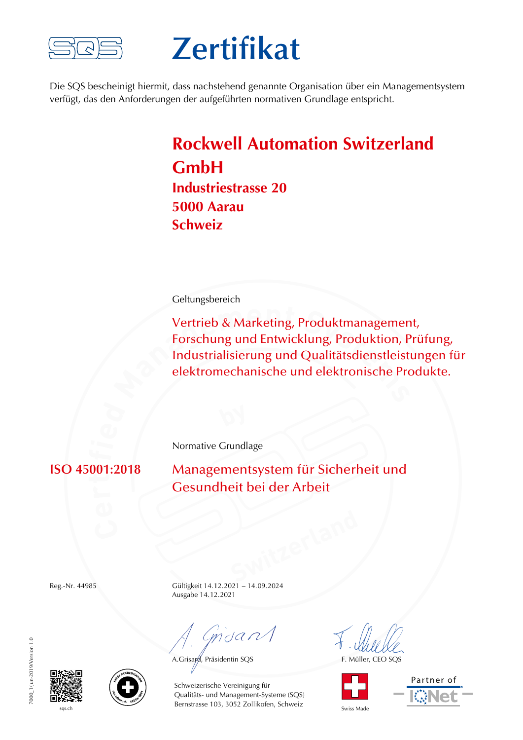# Zertifikat

Die SQS bescheinigt hiermit, dass nachstehend genannte Organisation über ein Managementsystem verfügt, das den Anforderungen der aufgeführten normativen Grundlage entspricht.

## Rockwell Automation Switzerland GmbH

**Industriestrasse 20**
**5000 Aarau**
**Schweiz**

Geltungsbereich

Vertrieb & Marketing, Produktmanagement, Forschung und Entwicklung, Produktion, Prüfung, Industrialisierung und Qualitätsdienstleistungen für elektromechanische und elektronische Produkte.

Normative Grundlage

**ISO 45001:2018** Managementsystem für Sicherheit und Gesundheit bei der Arbeit

Reg.-Nr. 44985

Gültigkeit 14.12.2021 – 14.09.2024
Ausgabe 14.12.2021

A.Grisard, Präsidentin SQS

F. Müller, CEO SQS

Schweizerische Vereinigung für Qualitäts- und Management-Systeme (SQS)
Bernstrasse 103, 3052 Zollikofen, Schweiz

sqs.ch

Swiss Made

Partner of IQNet

7000_1/Jun-2019/Version 1.0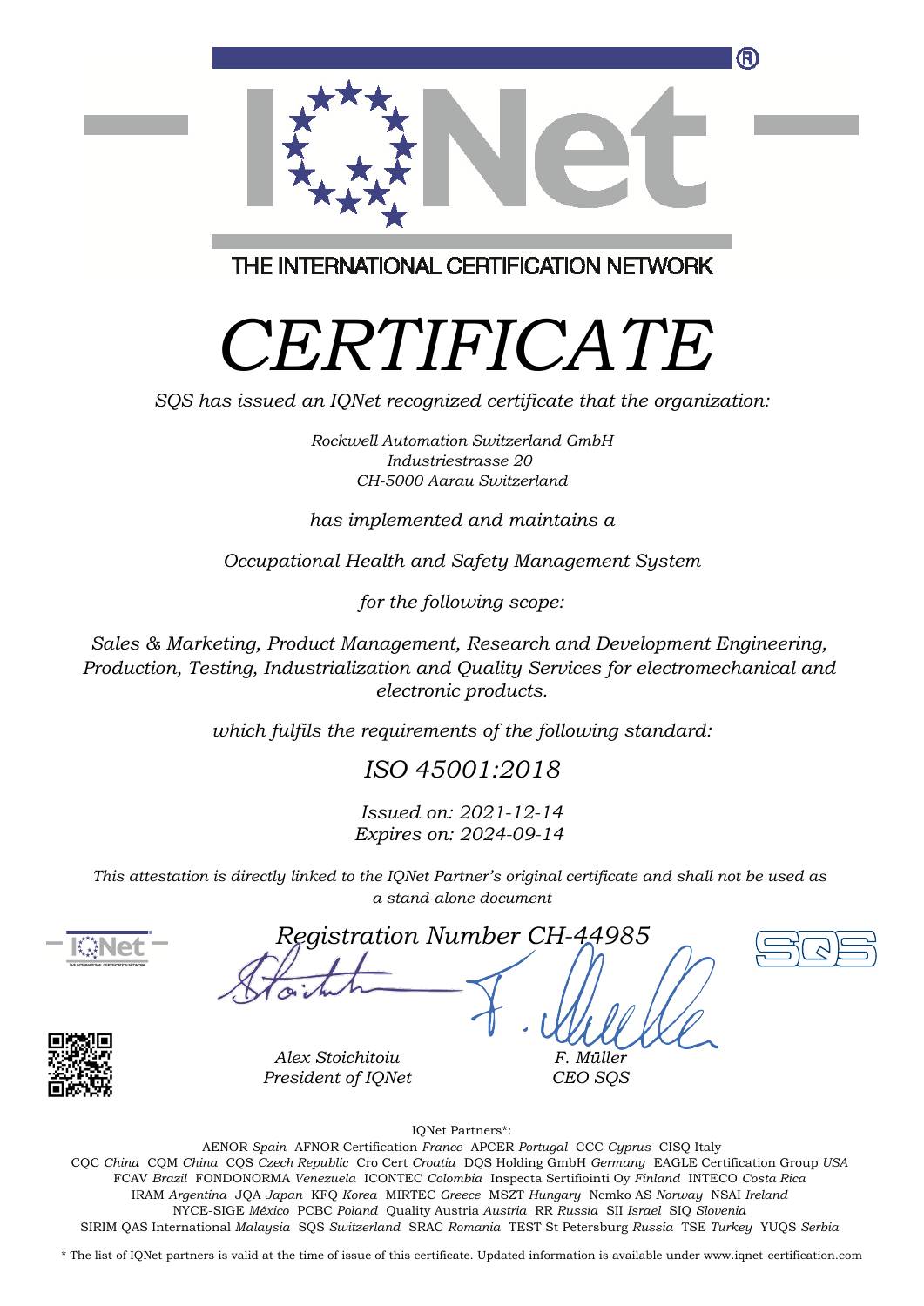THE INTERNATIONAL CERTIFICATION NETWORK

# *CERTIFICATE*

*SQS has issued an IQNet recognized certificate that the organization:*

*Rockwell Automation Switzerland GmbH*
*Industriestrasse 20*
*CH-5000 Aarau Switzerland*

*has implemented and maintains a*

*Occupational Health and Safety Management System*

*for the following scope:*

*Sales & Marketing, Product Management, Research and Development Engineering, Production, Testing, Industrialization and Quality Services for electromechanical and electronic products.*

*which fulfils the requirements of the following standard:*

*ISO 45001:2018*

*Issued on: 2021-12-14*
*Expires on: 2024-09-14*

*This attestation is directly linked to the IQNet Partner's original certificate and shall not be used as a stand-alone document*

*Registration Number CH-44985*

*Alex Stoichitoiu*
*President of IQNet*

*F. Müller*
*CEO SQS*

IQNet Partners*:

AENOR *Spain* AFNOR Certification *France* APCER *Portugal* CCC *Cyprus* CISQ Italy
CQC *China* CQM *China* CQS *Czech Republic* Cro Cert *Croatia* DQS Holding GmbH *Germany* EAGLE Certification Group *USA*
FCAV *Brazil* FONDONORMA *Venezuela* ICONTEC *Colombia* Inspecta Sertifiointi Oy *Finland* INTECO *Costa Rica*
IRAM *Argentina* JQA *Japan* KFQ *Korea* MIRTEC *Greece* MSZT *Hungary* Nemko AS *Norway* NSAI *Ireland*
NYCE-SIGE *México* PCBC *Poland* Quality Austria *Austria* RR *Russia* SII *Israel* SIQ *Slovenia*
SIRIM QAS International *Malaysia* SQS *Switzerland* SRAC *Romania* TEST St Petersburg *Russia* TSE *Turkey* YUQS *Serbia*

* The list of IQNet partners is valid at the time of issue of this certificate. Updated information is available under www.iqnet-certification.com